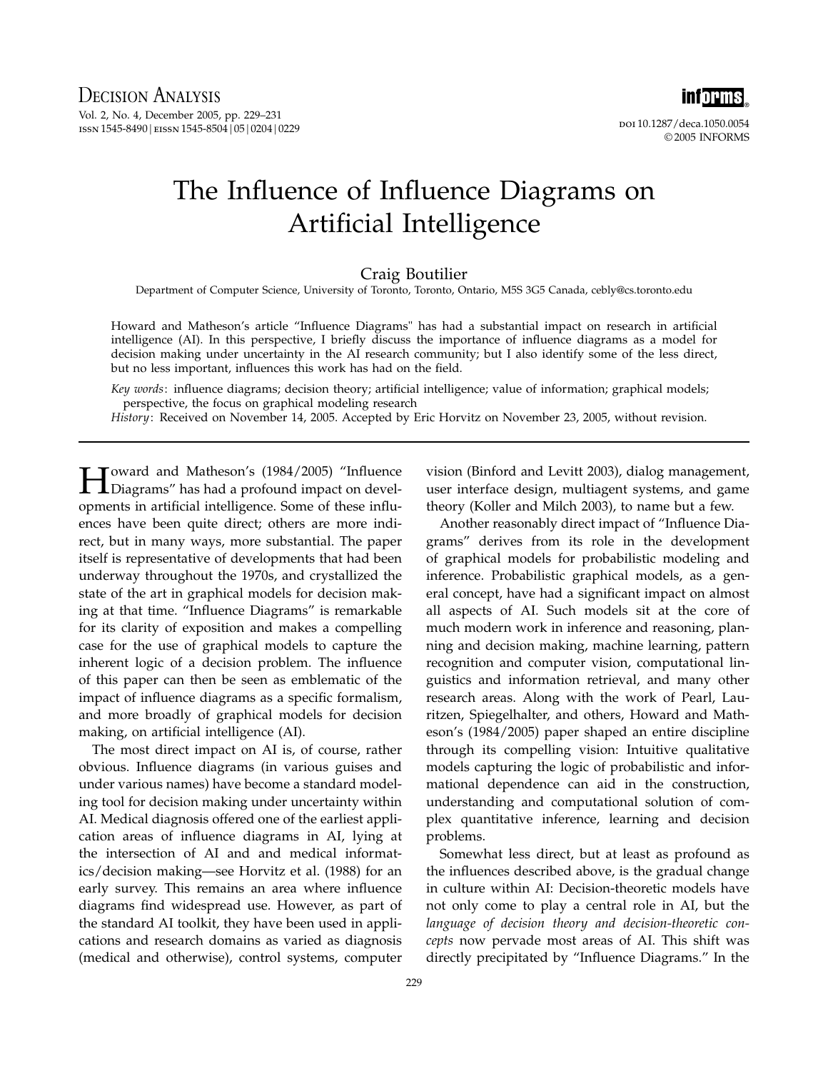# The Influence of Influence Diagrams on Artificial Intelligence

Craig Boutilier

Department of Computer Science, University of Toronto, Toronto, Ontario, M5S 3G5 Canada, cebly@cs.toronto.edu

Howard and Matheson's article "Influence Diagrams" has had a substantial impact on research in artificial intelligence (AI). In this perspective, I briefly discuss the importance of influence diagrams as a model for decision making under uncertainty in the AI research community; but I also identify some of the less direct, but no less important, influences this work has had on the field.

*Key words*: influence diagrams; decision theory; artificial intelligence; value of information; graphical models; perspective, the focus on graphical modeling research

*History*: Received on November 14, 2005. Accepted by Eric Horvitz on November 23, 2005, without revision.

---

Howard and Matheson's (1984/2005) "Influence Diagrams" has had a profound impact on developments in artificial intelligence. Some of these influences have been quite direct; others are more indirect, but in many ways, more substantial. The paper itself is representative of developments that had been underway throughout the 1970s, and crystallized the state of the art in graphical models for decision making at that time. "Influence Diagrams" is remarkable for its clarity of exposition and makes a compelling case for the use of graphical models to capture the inherent logic of a decision problem. The influence of this paper can then be seen as emblematic of the impact of influence diagrams as a specific formalism, and more broadly of graphical models for decision making, on artificial intelligence (AI).

The most direct impact on AI is, of course, rather obvious. Influence diagrams (in various guises and under various names) have become a standard modeling tool for decision making under uncertainty within AI. Medical diagnosis offered one of the earliest application areas of influence diagrams in AI, lying at the intersection of AI and and medical informatics/decision making—see Horvitz et al. (1988) for an early survey. This remains an area where influence diagrams find widespread use. However, as part of the standard AI toolkit, they have been used in applications and research domains as varied as diagnosis (medical and otherwise), control systems, computer vision (Binford and Levitt 2003), dialog management, user interface design, multiagent systems, and game theory (Koller and Milch 2003), to name but a few.

Another reasonably direct impact of "Influence Diagrams" derives from its role in the development of graphical models for probabilistic modeling and inference. Probabilistic graphical models, as a general concept, have had a significant impact on almost all aspects of AI. Such models sit at the core of much modern work in inference and reasoning, planning and decision making, machine learning, pattern recognition and computer vision, computational linguistics and information retrieval, and many other research areas. Along with the work of Pearl, Lauritzen, Spiegelhalter, and others, Howard and Matheson's (1984/2005) paper shaped an entire discipline through its compelling vision: Intuitive qualitative models capturing the logic of probabilistic and informational dependence can aid in the construction, understanding and computational solution of complex quantitative inference, learning and decision problems.

Somewhat less direct, but at least as profound as the influences described above, is the gradual change in culture within AI: Decision-theoretic models have not only come to play a central role in AI, but the *language of decision theory and decision-theoretic concepts* now pervade most areas of AI. This shift was directly precipitated by "Influence Diagrams." In the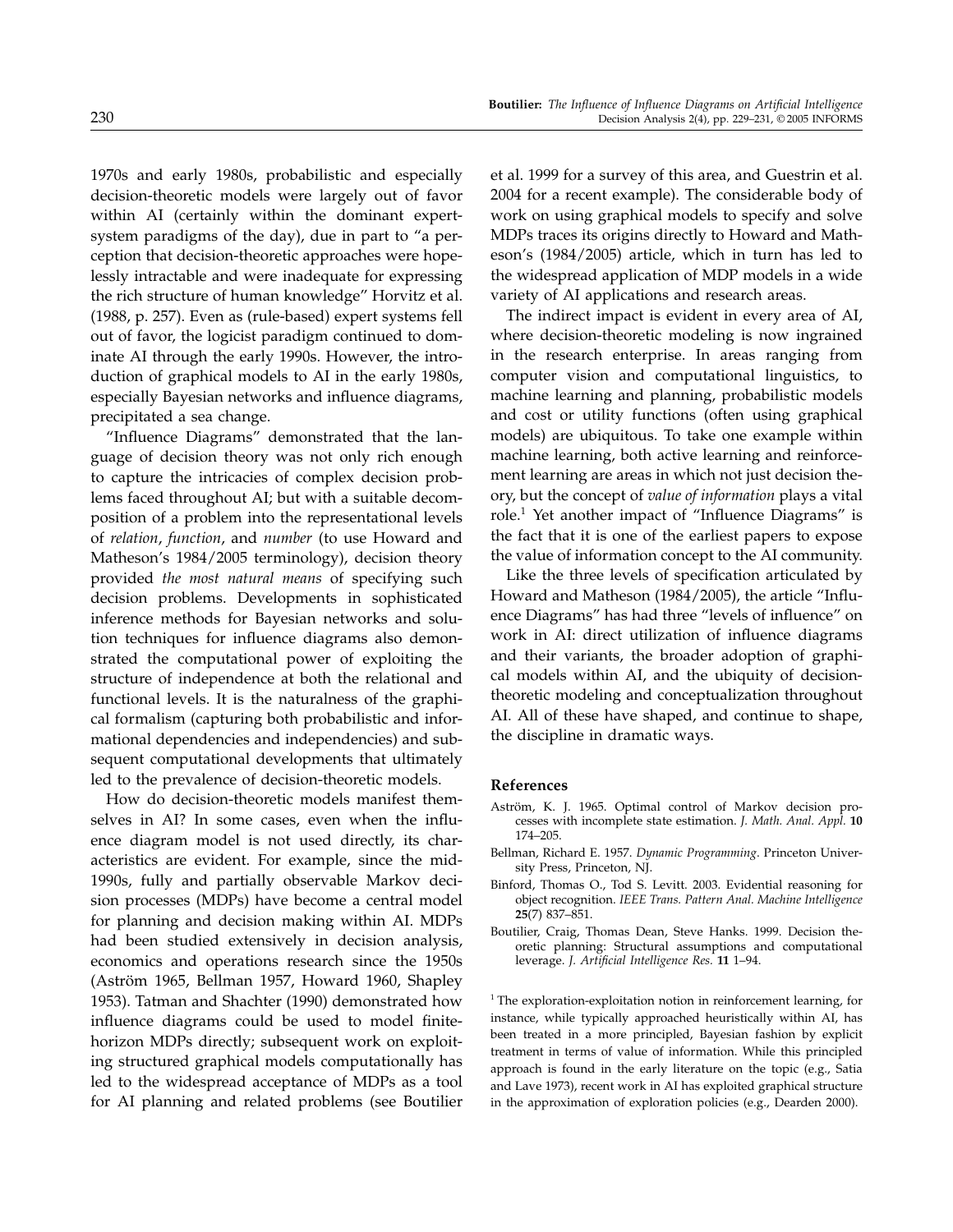1970s and early 1980s, probabilistic and especially decision-theoretic models were largely out of favor within AI (certainly within the dominant expert-system paradigms of the day), due in part to "a perception that decision-theoretic approaches were hopelessly intractable and were inadequate for expressing the rich structure of human knowledge" Horvitz et al. (1988, p. 257). Even as (rule-based) expert systems fell out of favor, the logicist paradigm continued to dominate AI through the early 1990s. However, the introduction of graphical models to AI in the early 1980s, especially Bayesian networks and influence diagrams, precipitated a sea change.

"Influence Diagrams" demonstrated that the language of decision theory was not only rich enough to capture the intricacies of complex decision problems faced throughout AI; but with a suitable decomposition of a problem into the representational levels of *relation*, *function*, and *number* (to use Howard and Matheson's 1984/2005 terminology), decision theory provided *the most natural means* of specifying such decision problems. Developments in sophisticated inference methods for Bayesian networks and solution techniques for influence diagrams also demonstrated the computational power of exploiting the structure of independence at both the relational and functional levels. It is the naturalness of the graphical formalism (capturing both probabilistic and informational dependencies and independencies) and subsequent computational developments that ultimately led to the prevalence of decision-theoretic models.

How do decision-theoretic models manifest themselves in AI? In some cases, even when the influence diagram model is not used directly, its characteristics are evident. For example, since the mid-1990s, fully and partially observable Markov decision processes (MDPs) have become a central model for planning and decision making within AI. MDPs had been studied extensively in decision analysis, economics and operations research since the 1950s (Aström 1965, Bellman 1957, Howard 1960, Shapley 1953). Tatman and Shachter (1990) demonstrated how influence diagrams could be used to model finite-horizon MDPs directly; subsequent work on exploiting structured graphical models computationally has led to the widespread acceptance of MDPs as a tool for AI planning and related problems (see Boutilier et al. 1999 for a survey of this area, and Guestrin et al. 2004 for a recent example). The considerable body of work on using graphical models to specify and solve MDPs traces its origins directly to Howard and Matheson's (1984/2005) article, which in turn has led to the widespread application of MDP models in a wide variety of AI applications and research areas.

The indirect impact is evident in every area of AI, where decision-theoretic modeling is now ingrained in the research enterprise. In areas ranging from computer vision and computational linguistics, to machine learning and planning, probabilistic models and cost or utility functions (often using graphical models) are ubiquitous. To take one example within machine learning, both active learning and reinforcement learning are areas in which not just decision theory, but the concept of *value of information* plays a vital role.[1] Yet another impact of "Influence Diagrams" is the fact that it is one of the earliest papers to expose the value of information concept to the AI community.

Like the three levels of specification articulated by Howard and Matheson (1984/2005), the article "Influence Diagrams" has had three "levels of influence" on work in AI: direct utilization of influence diagrams and their variants, the broader adoption of graphical models within AI, and the ubiquity of decision-theoretic modeling and conceptualization throughout AI. All of these have shaped, and continue to shape, the discipline in dramatic ways.

## References

Aström, K. J. 1965. Optimal control of Markov decision processes with incomplete state estimation. *J. Math. Anal. Appl.* **10** 174–205.

Bellman, Richard E. 1957. *Dynamic Programming*. Princeton University Press, Princeton, NJ.

Binford, Thomas O., Tod S. Levitt. 2003. Evidential reasoning for object recognition. *IEEE Trans. Pattern Anal. Machine Intelligence* **25**(7) 837–851.

Boutilier, Craig, Thomas Dean, Steve Hanks. 1999. Decision theoretic planning: Structural assumptions and computational leverage. *J. Artificial Intelligence Res.* **11** 1–94.

[1] The exploration-exploitation notion in reinforcement learning, for instance, while typically approached heuristically within AI, has been treated in a more principled, Bayesian fashion by explicit treatment in terms of value of information. While this principled approach is found in the early literature on the topic (e.g., Satia and Lave 1973), recent work in AI has exploited graphical structure in the approximation of exploration policies (e.g., Dearden 2000).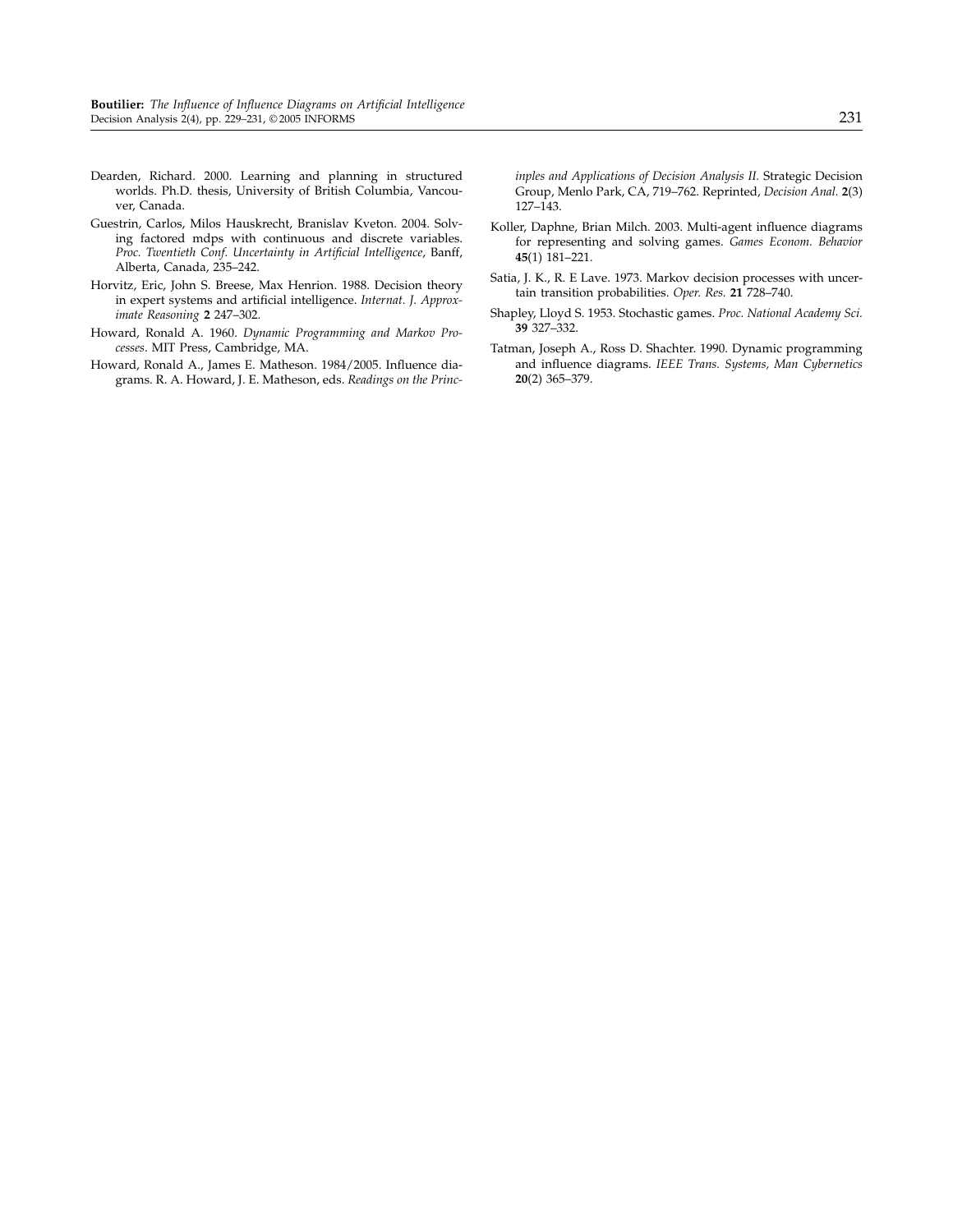Dearden, Richard. 2000. Learning and planning in structured worlds. Ph.D. thesis, University of British Columbia, Vancouver, Canada.

Guestrin, Carlos, Milos Hauskrecht, Branislav Kveton. 2004. Solving factored mdps with continuous and discrete variables. *Proc. Twentieth Conf. Uncertainty in Artificial Intelligence*, Banff, Alberta, Canada, 235–242.

Horvitz, Eric, John S. Breese, Max Henrion. 1988. Decision theory in expert systems and artificial intelligence. *Internat. J. Approximate Reasoning* **2** 247–302.

Howard, Ronald A. 1960. *Dynamic Programming and Markov Processes*. MIT Press, Cambridge, MA.

Howard, Ronald A., James E. Matheson. 1984/2005. Influence diagrams. R. A. Howard, J. E. Matheson, eds. *Readings on the Principles and Applications of Decision Analysis II.* Strategic Decision Group, Menlo Park, CA, 719–762. Reprinted, *Decision Anal.* **2**(3) 127–143.

Koller, Daphne, Brian Milch. 2003. Multi-agent influence diagrams for representing and solving games. *Games Econom. Behavior* **45**(1) 181–221.

Satia, J. K., R. E Lave. 1973. Markov decision processes with uncertain transition probabilities. *Oper. Res.* **21** 728–740.

Shapley, Lloyd S. 1953. Stochastic games. *Proc. National Academy Sci.* **39** 327–332.

Tatman, Joseph A., Ross D. Shachter. 1990. Dynamic programming and influence diagrams. *IEEE Trans. Systems, Man Cybernetics* **20**(2) 365–379.